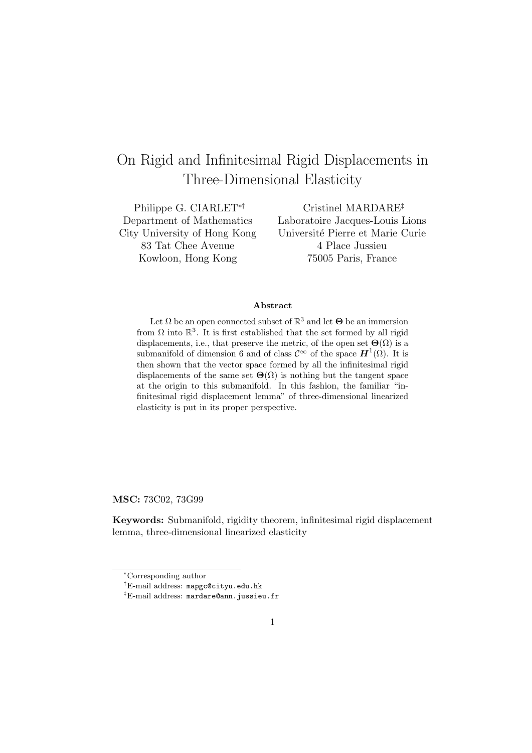# On Rigid and Infinitesimal Rigid Displacements in Three-Dimensional Elasticity

Philippe G. CIARLET[*][†]
Department of Mathematics
City University of Hong Kong
83 Tat Chee Avenue
Kowloon, Hong Kong

Cristinel MARDARE[‡]
Laboratoire Jacques-Louis Lions
Université Pierre et Marie Curie
4 Place Jussieu
75005 Paris, France

**Abstract**

Let $\Omega$ be an open connected subset of $\mathbb{R}^3$ and let $\boldsymbol{\Theta}$ be an immersion from $\Omega$ into $\mathbb{R}^3$. It is first established that the set formed by all rigid displacements, i.e., that preserve the metric, of the open set $\boldsymbol{\Theta}(\Omega)$ is a submanifold of dimension 6 and of class $\mathcal{C}^\infty$ of the space $\boldsymbol{H}^1(\Omega)$. It is then shown that the vector space formed by all the infinitesimal rigid displacements of the same set $\boldsymbol{\Theta}(\Omega)$ is nothing but the tangent space at the origin to this submanifold. In this fashion, the familiar "infinitesimal rigid displacement lemma" of three-dimensional linearized elasticity is put in its proper perspective.

**MSC:** 73C02, 73G99

**Keywords:** Submanifold, rigidity theorem, infinitesimal rigid displacement lemma, three-dimensional linearized elasticity

[*]Corresponding author

[†]E-mail address: mapgc@cityu.edu.hk

[‡]E-mail address: mardare@ann.jussieu.fr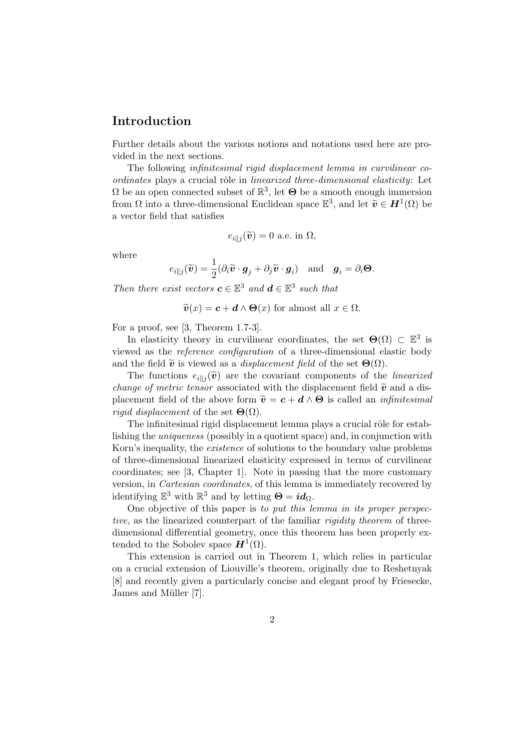## Introduction

Further details about the various notions and notations used here are provided in the next sections.

The following *infinitesimal rigid displacement lemma in curvilinear coordinates* plays a crucial rôle in *linearized three-dimensional elasticity*: Let $\Omega$ be an open connected subset of $\mathbb{R}^3$, let $\boldsymbol{\Theta}$ be a smooth enough immersion from $\Omega$ into a three-dimensional Euclidean space $\mathbb{E}^3$, and let $\widetilde{\boldsymbol{v}} \in \boldsymbol{H}^1(\Omega)$ be a vector field that satisfies

$$e_{i\|j}(\widetilde{\boldsymbol{v}}) = 0 \text{ a.e. in } \Omega,$$

where

$$e_{i\|j}(\widetilde{\boldsymbol{v}}) = \frac{1}{2}(\partial_i \widetilde{\boldsymbol{v}} \cdot \boldsymbol{g}_j + \partial_j \widetilde{\boldsymbol{v}} \cdot \boldsymbol{g}_i) \quad \text{and} \quad \boldsymbol{g}_i = \partial_i \boldsymbol{\Theta}.$$

*Then there exist vectors $\boldsymbol{c} \in \mathbb{E}^3$ and $\boldsymbol{d} \in \mathbb{E}^3$ such that*

$$\widetilde{\boldsymbol{v}}(x) = \boldsymbol{c} + \boldsymbol{d} \wedge \boldsymbol{\Theta}(x) \text{ for almost all } x \in \Omega.$$

For a proof, see [3, Theorem 1.7-3].

In elasticity theory in curvilinear coordinates, the set $\boldsymbol{\Theta}(\Omega) \subset \mathbb{E}^3$ is viewed as the *reference configuration* of a three-dimensional elastic body and the field $\widetilde{\boldsymbol{v}}$ is viewed as a *displacement field* of the set $\boldsymbol{\Theta}(\Omega)$.

The functions $e_{i\|j}(\widetilde{\boldsymbol{v}})$ are the covariant components of the *linearized change of metric tensor* associated with the displacement field $\widetilde{\boldsymbol{v}}$ and a displacement field of the above form $\widetilde{\boldsymbol{v}} = \boldsymbol{c} + \boldsymbol{d} \wedge \boldsymbol{\Theta}$ is called an *infinitesimal rigid displacement* of the set $\boldsymbol{\Theta}(\Omega)$.

The infinitesimal rigid displacement lemma plays a crucial rôle for establishing the *uniqueness* (possibly in a quotient space) and, in conjunction with Korn's inequality, the *existence* of solutions to the boundary value problems of three-dimensional linearized elasticity expressed in terms of curvilinear coordinates; see [3, Chapter 1]. Note in passing that the more customary version, in *Cartesian coordinates*, of this lemma is immediately recovered by identifying $\mathbb{E}^3$ with $\mathbb{R}^3$ and by letting $\boldsymbol{\Theta} = \boldsymbol{id}_\Omega$.

One objective of this paper is *to put this lemma in its proper perspective*, as the linearized counterpart of the familiar *rigidity theorem* of three-dimensional differential geometry, once this theorem has been properly extended to the Sobolev space $\boldsymbol{H}^1(\Omega)$.

This extension is carried out in Theorem 1, which relies in particular on a crucial extension of Liouville's theorem, originally due to Reshetnyak [8] and recently given a particularly concise and elegant proof by Friesecke, James and Müller [7].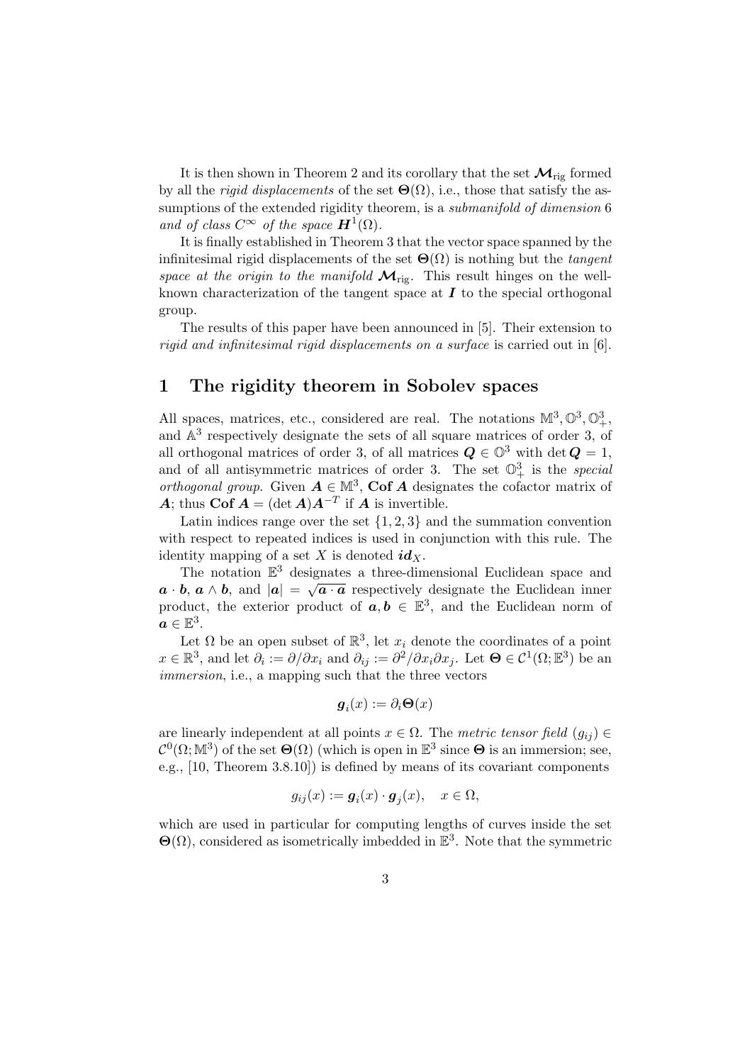It is then shown in Theorem 2 and its corollary that the set $\boldsymbol{\mathcal{M}}_{\rm rig}$ formed by all the *rigid displacements* of the set $\boldsymbol{\Theta}(\Omega)$, i.e., those that satisfy the assumptions of the extended rigidity theorem, is a *submanifold of dimension* 6 *and of class* $C^\infty$ *of the space* $\boldsymbol{H}^1(\Omega)$.

It is finally established in Theorem 3 that the vector space spanned by the infinitesimal rigid displacements of the set $\boldsymbol{\Theta}(\Omega)$ is nothing but the *tangent space at the origin to the manifold* $\boldsymbol{\mathcal{M}}_{\rm rig}$. This result hinges on the well-known characterization of the tangent space at $\boldsymbol{I}$ to the special orthogonal group.

The results of this paper have been announced in [5]. Their extension to *rigid and infinitesimal rigid displacements on a surface* is carried out in [6].

## 1 The rigidity theorem in Sobolev spaces

All spaces, matrices, etc., considered are real. The notations $\mathbb{M}^3, \mathbb{O}^3, \mathbb{O}^3_+$, and $\mathbb{A}^3$ respectively designate the sets of all square matrices of order 3, of all orthogonal matrices of order 3, of all matrices $\boldsymbol{Q} \in \mathbb{O}^3$ with $\det \boldsymbol{Q} = 1$, and of all antisymmetric matrices of order 3. The set $\mathbb{O}^3_+$ is the *special orthogonal group*. Given $\boldsymbol{A} \in \mathbb{M}^3$, $\mathbf{Cof}\,\boldsymbol{A}$ designates the cofactor matrix of $\boldsymbol{A}$; thus $\mathbf{Cof}\,\boldsymbol{A} = (\det \boldsymbol{A})\boldsymbol{A}^{-T}$ if $\boldsymbol{A}$ is invertible.

Latin indices range over the set $\{1, 2, 3\}$ and the summation convention with respect to repeated indices is used in conjunction with this rule. The identity mapping of a set $X$ is denoted $\boldsymbol{id}_X$.

The notation $\mathbb{E}^3$ designates a three-dimensional Euclidean space and $\boldsymbol{a} \cdot \boldsymbol{b}$, $\boldsymbol{a} \wedge \boldsymbol{b}$, and $|\boldsymbol{a}| = \sqrt{\boldsymbol{a} \cdot \boldsymbol{a}}$ respectively designate the Euclidean inner product, the exterior product of $\boldsymbol{a}, \boldsymbol{b} \in \mathbb{E}^3$, and the Euclidean norm of $\boldsymbol{a} \in \mathbb{E}^3$.

Let $\Omega$ be an open subset of $\mathbb{R}^3$, let $x_i$ denote the coordinates of a point $x \in \mathbb{R}^3$, and let $\partial_i := \partial/\partial x_i$ and $\partial_{ij} := \partial^2/\partial x_i \partial x_j$. Let $\boldsymbol{\Theta} \in \mathcal{C}^1(\Omega; \mathbb{E}^3)$ be an *immersion*, i.e., a mapping such that the three vectors

$$\boldsymbol{g}_i(x) := \partial_i \boldsymbol{\Theta}(x)$$

are linearly independent at all points $x \in \Omega$. The *metric tensor field* $(g_{ij}) \in \mathcal{C}^0(\Omega; \mathbb{M}^3)$ of the set $\boldsymbol{\Theta}(\Omega)$ (which is open in $\mathbb{E}^3$ since $\boldsymbol{\Theta}$ is an immersion; see, e.g., [10, Theorem 3.8.10]) is defined by means of its covariant components

$$g_{ij}(x) := \boldsymbol{g}_i(x) \cdot \boldsymbol{g}_j(x), \quad x \in \Omega,$$

which are used in particular for computing lengths of curves inside the set $\boldsymbol{\Theta}(\Omega)$, considered as isometrically imbedded in $\mathbb{E}^3$. Note that the symmetric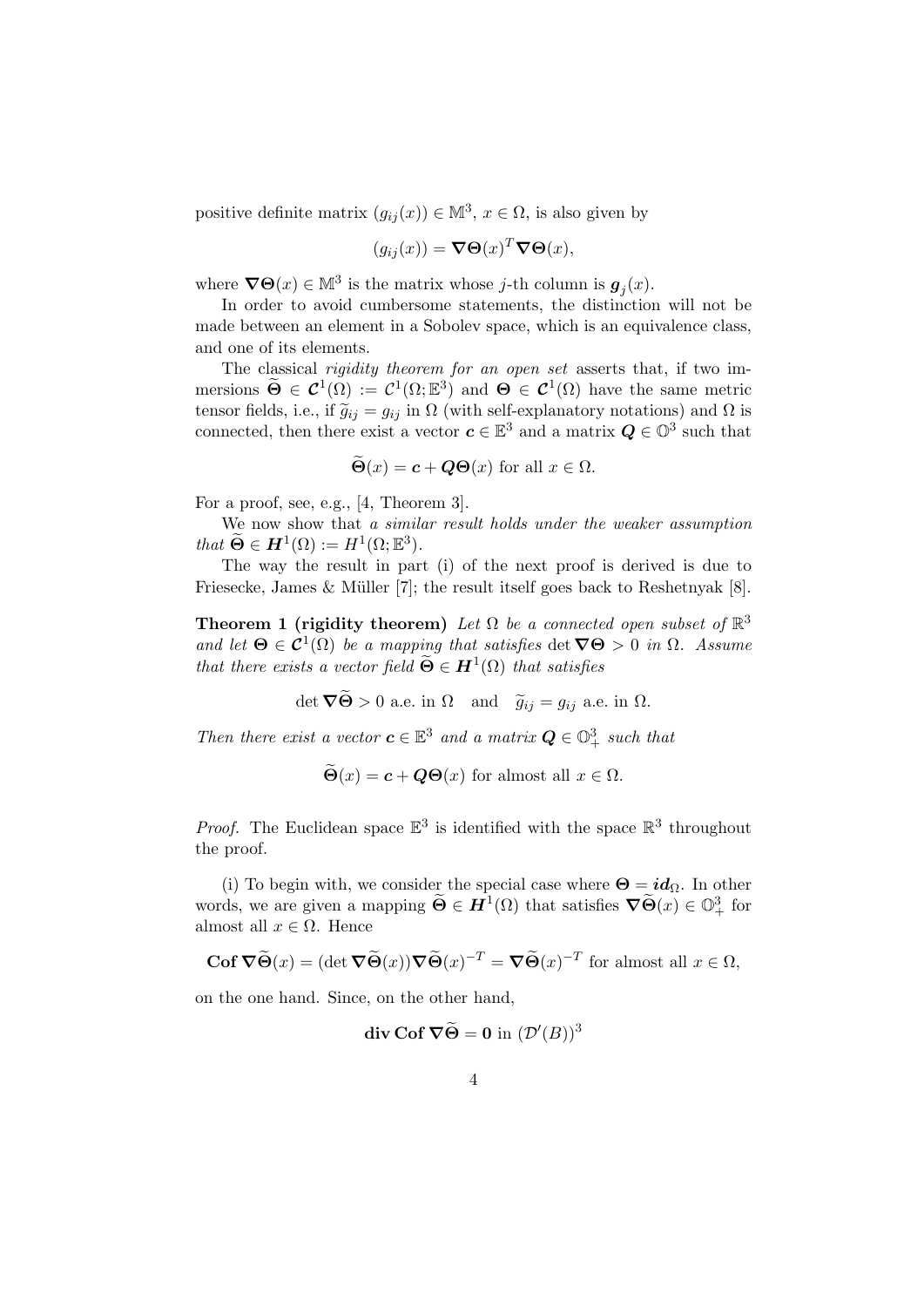positive definite matrix $(g_{ij}(x)) \in \mathbb{M}^3$, $x \in \Omega$, is also given by

$$(g_{ij}(x)) = \boldsymbol{\nabla\Theta}(x)^T \boldsymbol{\nabla\Theta}(x),$$

where $\boldsymbol{\nabla\Theta}(x) \in \mathbb{M}^3$ is the matrix whose $j$-th column is $\boldsymbol{g}_j(x)$.

In order to avoid cumbersome statements, the distinction will not be made between an element in a Sobolev space, which is an equivalence class, and one of its elements.

The classical *rigidity theorem for an open set* asserts that, if two immersions $\widetilde{\boldsymbol{\Theta}} \in \boldsymbol{\mathcal{C}}^1(\Omega) := \mathcal{C}^1(\Omega; \mathbb{E}^3)$ and $\boldsymbol{\Theta} \in \boldsymbol{\mathcal{C}}^1(\Omega)$ have the same metric tensor fields, i.e., if $\widetilde{g}_{ij} = g_{ij}$ in $\Omega$ (with self-explanatory notations) and $\Omega$ is connected, then there exist a vector $\boldsymbol{c} \in \mathbb{E}^3$ and a matrix $\boldsymbol{Q} \in \mathbb{O}^3$ such that

$$\widetilde{\boldsymbol{\Theta}}(x) = \boldsymbol{c} + \boldsymbol{Q}\boldsymbol{\Theta}(x) \text{ for all } x \in \Omega.$$

For a proof, see, e.g., [4, Theorem 3].

We now show that *a similar result holds under the weaker assumption that* $\widetilde{\boldsymbol{\Theta}} \in \boldsymbol{H}^1(\Omega) := H^1(\Omega; \mathbb{E}^3)$.

The way the result in part (i) of the next proof is derived is due to Friesecke, James & Müller [7]; the result itself goes back to Reshetnyak [8].

**Theorem 1 (rigidity theorem)** *Let $\Omega$ be a connected open subset of $\mathbb{R}^3$ and let $\boldsymbol{\Theta} \in \boldsymbol{\mathcal{C}}^1(\Omega)$ be a mapping that satisfies $\det \boldsymbol{\nabla\Theta} > 0$ in $\Omega$. Assume that there exists a vector field $\widetilde{\boldsymbol{\Theta}} \in \boldsymbol{H}^1(\Omega)$ that satisfies*

$$\det \boldsymbol{\nabla}\widetilde{\boldsymbol{\Theta}} > 0 \text{ a.e. in } \Omega \quad \text{and} \quad \widetilde{g}_{ij} = g_{ij} \text{ a.e. in } \Omega.$$

*Then there exist a vector $\boldsymbol{c} \in \mathbb{E}^3$ and a matrix $\boldsymbol{Q} \in \mathbb{O}^3_+$ such that*

$$\widetilde{\boldsymbol{\Theta}}(x) = \boldsymbol{c} + \boldsymbol{Q}\boldsymbol{\Theta}(x) \text{ for almost all } x \in \Omega.$$

*Proof.* The Euclidean space $\mathbb{E}^3$ is identified with the space $\mathbb{R}^3$ throughout the proof.

(i) To begin with, we consider the special case where $\boldsymbol{\Theta} = \boldsymbol{id}_\Omega$. In other words, we are given a mapping $\widetilde{\boldsymbol{\Theta}} \in \boldsymbol{H}^1(\Omega)$ that satisfies $\boldsymbol{\nabla}\widetilde{\boldsymbol{\Theta}}(x) \in \mathbb{O}^3_+$ for almost all $x \in \Omega$. Hence

$$\mathbf{Cof}\, \boldsymbol{\nabla}\widetilde{\boldsymbol{\Theta}}(x) = (\det \boldsymbol{\nabla}\widetilde{\boldsymbol{\Theta}}(x)) \boldsymbol{\nabla}\widetilde{\boldsymbol{\Theta}}(x)^{-T} = \boldsymbol{\nabla}\widetilde{\boldsymbol{\Theta}}(x)^{-T} \text{ for almost all } x \in \Omega,$$

on the one hand. Since, on the other hand,

$$\mathbf{div}\, \mathbf{Cof}\, \boldsymbol{\nabla}\widetilde{\boldsymbol{\Theta}} = \mathbf{0} \text{ in } (\mathcal{D}'(B))^3$$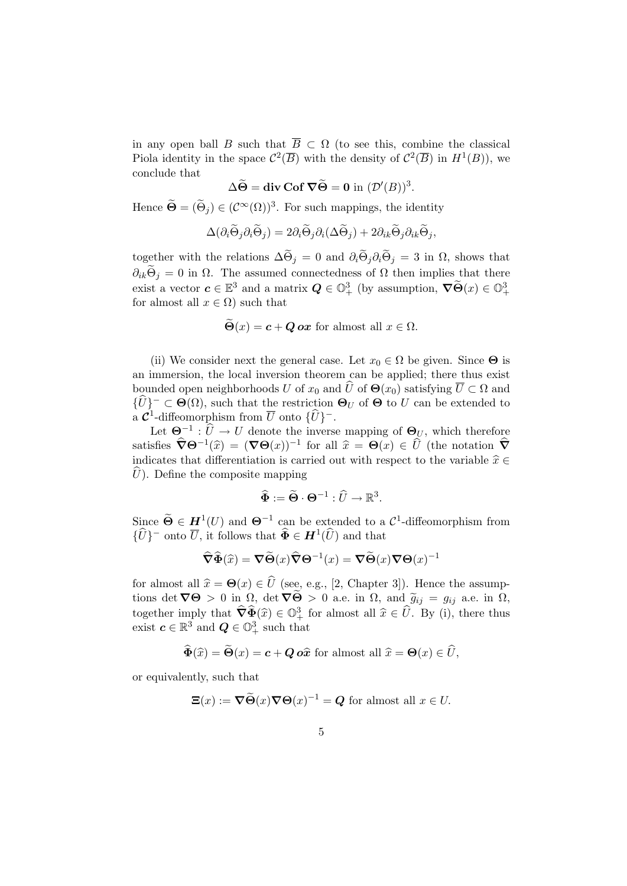in any open ball $B$ such that $\overline{B} \subset \Omega$ (to see this, combine the classical Piola identity in the space $\mathcal{C}^2(\overline{B})$ with the density of $\mathcal{C}^2(\overline{B})$ in $H^1(B)$), we conclude that

$$\Delta \widetilde{\boldsymbol{\Theta}} = \mathbf{div}\,\mathbf{Cof}\,\boldsymbol{\nabla}\widetilde{\boldsymbol{\Theta}} = \mathbf{0} \text{ in } (\mathcal{D}'(B))^3.$$

Hence $\widetilde{\boldsymbol{\Theta}} = (\widetilde{\Theta}_j) \in (\mathcal{C}^\infty(\Omega))^3$. For such mappings, the identity

$$\Delta(\partial_i \widetilde{\Theta}_j \partial_i \widetilde{\Theta}_j) = 2\partial_i \widetilde{\Theta}_j \partial_i (\Delta \widetilde{\Theta}_j) + 2\partial_{ik}\widetilde{\Theta}_j \partial_{ik}\widetilde{\Theta}_j,$$

together with the relations $\Delta \widetilde{\Theta}_j = 0$ and $\partial_i \widetilde{\Theta}_j \partial_i \widetilde{\Theta}_j = 3$ in $\Omega$, shows that $\partial_{ik}\widetilde{\Theta}_j = 0$ in $\Omega$. The assumed connectedness of $\Omega$ then implies that there exist a vector $\boldsymbol{c} \in \mathbb{E}^3$ and a matrix $\boldsymbol{Q} \in \mathbb{O}^3_+$ (by assumption, $\boldsymbol{\nabla}\widetilde{\boldsymbol{\Theta}}(x) \in \mathbb{O}^3_+$ for almost all $x \in \Omega$) such that

$$\widetilde{\boldsymbol{\Theta}}(x) = \boldsymbol{c} + \boldsymbol{Q}\,\boldsymbol{ox} \text{ for almost all } x \in \Omega.$$

(ii) We consider next the general case. Let $x_0 \in \Omega$ be given. Since $\boldsymbol{\Theta}$ is an immersion, the local inversion theorem can be applied; there thus exist bounded open neighborhoods $U$ of $x_0$ and $\widehat{U}$ of $\boldsymbol{\Theta}(x_0)$ satisfying $\overline{U} \subset \Omega$ and $\{\widehat{U}\}^- \subset \boldsymbol{\Theta}(\Omega)$, such that the restriction $\boldsymbol{\Theta}_U$ of $\boldsymbol{\Theta}$ to $U$ can be extended to a $\boldsymbol{\mathcal{C}}^1$-diffeomorphism from $\overline{U}$ onto $\{\widehat{U}\}^-$.

Let $\boldsymbol{\Theta}^{-1} : \widehat{U} \to U$ denote the inverse mapping of $\boldsymbol{\Theta}_U$, which therefore satisfies $\widehat{\boldsymbol{\nabla}}\boldsymbol{\Theta}^{-1}(\widehat{x}) = (\boldsymbol{\nabla}\boldsymbol{\Theta}(x))^{-1}$ for all $\widehat{x} = \boldsymbol{\Theta}(x) \in \widehat{U}$ (the notation $\widehat{\boldsymbol{\nabla}}$ indicates that differentiation is carried out with respect to the variable $\widehat{x} \in \widehat{U}$). Define the composite mapping

$$\widehat{\boldsymbol{\Phi}} := \widetilde{\boldsymbol{\Theta}} \cdot \boldsymbol{\Theta}^{-1} : \widehat{U} \to \mathbb{R}^3.$$

Since $\widetilde{\boldsymbol{\Theta}} \in \boldsymbol{H}^1(U)$ and $\boldsymbol{\Theta}^{-1}$ can be extended to a $\mathcal{C}^1$-diffeomorphism from $\{\widehat{U}\}^-$ onto $\overline{U}$, it follows that $\widehat{\boldsymbol{\Phi}} \in \boldsymbol{H}^1(\widehat{U})$ and that

$$\widehat{\boldsymbol{\nabla}}\widehat{\boldsymbol{\Phi}}(\widehat{x}) = \boldsymbol{\nabla}\widetilde{\boldsymbol{\Theta}}(x)\widehat{\boldsymbol{\nabla}}\boldsymbol{\Theta}^{-1}(x) = \boldsymbol{\nabla}\widetilde{\boldsymbol{\Theta}}(x)\boldsymbol{\nabla}\boldsymbol{\Theta}(x)^{-1}$$

for almost all $\widehat{x} = \boldsymbol{\Theta}(x) \in \widehat{U}$ (see, e.g., [2, Chapter 3]). Hence the assumptions $\det \boldsymbol{\nabla}\boldsymbol{\Theta} > 0$ in $\Omega$, $\det \boldsymbol{\nabla}\widetilde{\boldsymbol{\Theta}} > 0$ a.e. in $\Omega$, and $\widetilde{g}_{ij} = g_{ij}$ a.e. in $\Omega$, together imply that $\widehat{\boldsymbol{\nabla}}\widehat{\boldsymbol{\Phi}}(\widehat{x}) \in \mathbb{O}^3_+$ for almost all $\widehat{x} \in \widehat{U}$. By (i), there thus exist $\boldsymbol{c} \in \mathbb{R}^3$ and $\boldsymbol{Q} \in \mathbb{O}^3_+$ such that

$$\widehat{\boldsymbol{\Phi}}(\widehat{x}) = \widetilde{\boldsymbol{\Theta}}(x) = \boldsymbol{c} + \boldsymbol{Q}\,\boldsymbol{o}\widehat{\boldsymbol{x}} \text{ for almost all } \widehat{x} = \boldsymbol{\Theta}(x) \in \widehat{U},$$

or equivalently, such that

$$\boldsymbol{\Xi}(x) := \boldsymbol{\nabla}\widetilde{\boldsymbol{\Theta}}(x)\boldsymbol{\nabla}\boldsymbol{\Theta}(x)^{-1} = \boldsymbol{Q} \text{ for almost all } x \in U.$$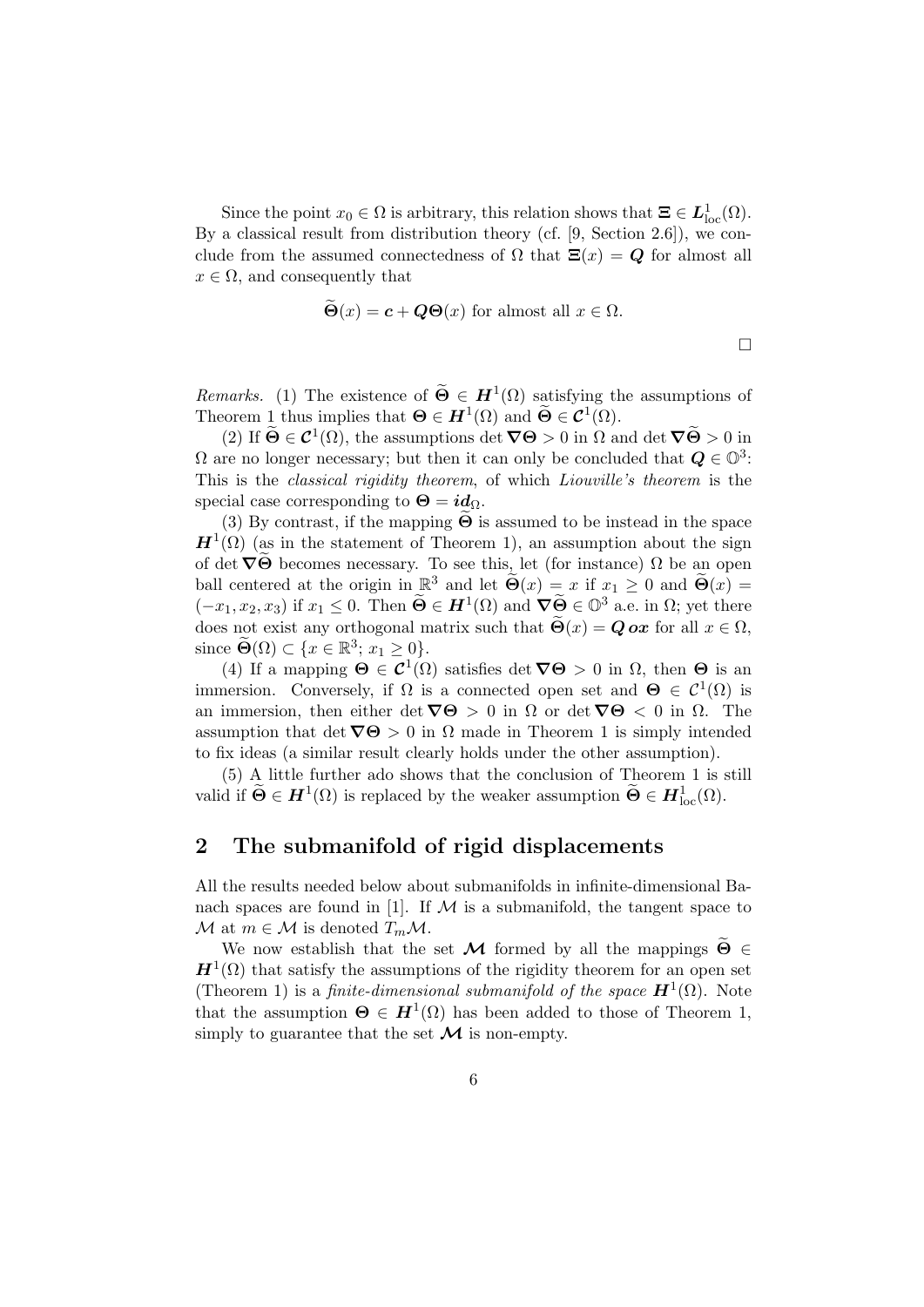Since the point $x_0 \in \Omega$ is arbitrary, this relation shows that $\boldsymbol{\Xi} \in \boldsymbol{L}^1_{\rm loc}(\Omega)$. By a classical result from distribution theory (cf. [9, Section 2.6]), we conclude from the assumed connectedness of $\Omega$ that $\boldsymbol{\Xi}(x) = \boldsymbol{Q}$ for almost all $x \in \Omega$, and consequently that

$$\widetilde{\boldsymbol{\Theta}}(x) = \boldsymbol{c} + \boldsymbol{Q}\boldsymbol{\Theta}(x) \text{ for almost all } x \in \Omega.$$

$\square$

*Remarks.* (1) The existence of $\widetilde{\boldsymbol{\Theta}} \in \boldsymbol{H}^1(\Omega)$ satisfying the assumptions of Theorem 1 thus implies that $\boldsymbol{\Theta} \in \boldsymbol{H}^1(\Omega)$ and $\widetilde{\boldsymbol{\Theta}} \in \boldsymbol{\mathcal{C}}^1(\Omega)$.

(2) If $\widetilde{\boldsymbol{\Theta}} \in \boldsymbol{\mathcal{C}}^1(\Omega)$, the assumptions $\det \boldsymbol{\nabla}\boldsymbol{\Theta} > 0$ in $\Omega$ and $\det \boldsymbol{\nabla}\widetilde{\boldsymbol{\Theta}} > 0$ in $\Omega$ are no longer necessary; but then it can only be concluded that $\boldsymbol{Q} \in \mathbb{O}^3$: This is the *classical rigidity theorem*, of which *Liouville's theorem* is the special case corresponding to $\boldsymbol{\Theta} = \boldsymbol{id}_\Omega$.

(3) By contrast, if the mapping $\widetilde{\boldsymbol{\Theta}}$ is assumed to be instead in the space $\boldsymbol{H}^1(\Omega)$ (as in the statement of Theorem 1), an assumption about the sign of $\det \boldsymbol{\nabla}\widetilde{\boldsymbol{\Theta}}$ becomes necessary. To see this, let (for instance) $\Omega$ be an open ball centered at the origin in $\mathbb{R}^3$ and let $\widetilde{\boldsymbol{\Theta}}(x) = x$ if $x_1 \geq 0$ and $\widetilde{\boldsymbol{\Theta}}(x) = (-x_1, x_2, x_3)$ if $x_1 \leq 0$. Then $\widetilde{\boldsymbol{\Theta}} \in \boldsymbol{H}^1(\Omega)$ and $\boldsymbol{\nabla}\widetilde{\boldsymbol{\Theta}} \in \mathbb{O}^3$ a.e. in $\Omega$; yet there does not exist any orthogonal matrix such that $\widetilde{\boldsymbol{\Theta}}(x) = \boldsymbol{Q}\,\boldsymbol{ox}$ for all $x \in \Omega$, since $\widetilde{\boldsymbol{\Theta}}(\Omega) \subset \{x \in \mathbb{R}^3;\, x_1 \geq 0\}$.

(4) If a mapping $\boldsymbol{\Theta} \in \boldsymbol{\mathcal{C}}^1(\Omega)$ satisfies $\det \boldsymbol{\nabla}\boldsymbol{\Theta} > 0$ in $\Omega$, then $\boldsymbol{\Theta}$ is an immersion. Conversely, if $\Omega$ is a connected open set and $\boldsymbol{\Theta} \in \mathcal{C}^1(\Omega)$ is an immersion, then either $\det \boldsymbol{\nabla}\boldsymbol{\Theta} > 0$ in $\Omega$ or $\det \boldsymbol{\nabla}\boldsymbol{\Theta} < 0$ in $\Omega$. The assumption that $\det \boldsymbol{\nabla}\boldsymbol{\Theta} > 0$ in $\Omega$ made in Theorem 1 is simply intended to fix ideas (a similar result clearly holds under the other assumption).

(5) A little further ado shows that the conclusion of Theorem 1 is still valid if $\widetilde{\boldsymbol{\Theta}} \in \boldsymbol{H}^1(\Omega)$ is replaced by the weaker assumption $\widetilde{\boldsymbol{\Theta}} \in \boldsymbol{H}^1_{\rm loc}(\Omega)$.

## 2 The submanifold of rigid displacements

All the results needed below about submanifolds in infinite-dimensional Banach spaces are found in [1]. If $\mathcal{M}$ is a submanifold, the tangent space to $\mathcal{M}$ at $m \in \mathcal{M}$ is denoted $T_m\mathcal{M}$.

We now establish that the set $\boldsymbol{\mathcal{M}}$ formed by all the mappings $\widetilde{\boldsymbol{\Theta}} \in \boldsymbol{H}^1(\Omega)$ that satisfy the assumptions of the rigidity theorem for an open set (Theorem 1) is a *finite-dimensional submanifold of the space* $\boldsymbol{H}^1(\Omega)$. Note that the assumption $\boldsymbol{\Theta} \in \boldsymbol{H}^1(\Omega)$ has been added to those of Theorem 1, simply to guarantee that the set $\boldsymbol{\mathcal{M}}$ is non-empty.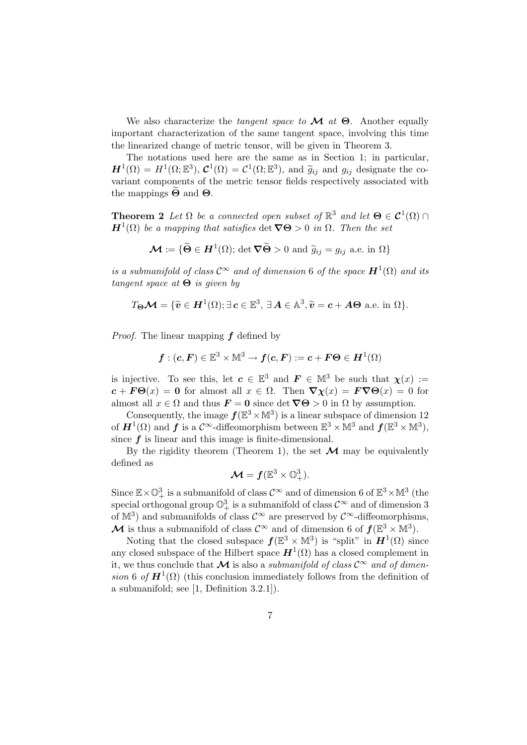We also characterize the *tangent space to* $\boldsymbol{\mathcal{M}}$ *at* $\boldsymbol{\Theta}$. Another equally important characterization of the same tangent space, involving this time the linearized change of metric tensor, will be given in Theorem 3.

The notations used here are the same as in Section 1; in particular, $\boldsymbol{H}^1(\Omega) = H^1(\Omega; \mathbb{E}^3)$, $\boldsymbol{\mathcal{C}}^1(\Omega) = \mathcal{C}^1(\Omega; \mathbb{E}^3)$, and $\widetilde{g}_{ij}$ and $g_{ij}$ designate the covariant components of the metric tensor fields respectively associated with the mappings $\widetilde{\boldsymbol{\Theta}}$ and $\boldsymbol{\Theta}$.

**Theorem 2** *Let $\Omega$ be a connected open subset of $\mathbb{R}^3$ and let $\boldsymbol{\Theta} \in \boldsymbol{\mathcal{C}}^1(\Omega) \cap \boldsymbol{H}^1(\Omega)$ be a mapping that satisfies $\det \boldsymbol{\nabla\Theta} > 0$ in $\Omega$. Then the set*

$$\boldsymbol{\mathcal{M}} := \{\widetilde{\boldsymbol{\Theta}} \in \boldsymbol{H}^1(\Omega);\, \det \boldsymbol{\nabla}\widetilde{\boldsymbol{\Theta}} > 0 \text{ and } \widetilde{g}_{ij} = g_{ij} \text{ a.e. in } \Omega\}$$

*is a submanifold of class $\mathcal{C}^\infty$ and of dimension 6 of the space $\boldsymbol{H}^1(\Omega)$ and its tangent space at $\boldsymbol{\Theta}$ is given by*

$$T_{\boldsymbol{\Theta}}\boldsymbol{\mathcal{M}} = \{\widetilde{\boldsymbol{v}} \in \boldsymbol{H}^1(\Omega); \exists\, \boldsymbol{c} \in \mathbb{E}^3,\ \exists\, \boldsymbol{A} \in \mathbb{A}^3, \widetilde{\boldsymbol{v}} = \boldsymbol{c} + \boldsymbol{A\Theta} \text{ a.e. in } \Omega\}.$$

*Proof.* The linear mapping $\boldsymbol{f}$ defined by

$$\boldsymbol{f} : (\boldsymbol{c}, \boldsymbol{F}) \in \mathbb{E}^3 \times \mathbb{M}^3 \to \boldsymbol{f}(\boldsymbol{c}, \boldsymbol{F}) := \boldsymbol{c} + \boldsymbol{F\Theta} \in \boldsymbol{H}^1(\Omega)$$

is injective. To see this, let $\boldsymbol{c} \in \mathbb{E}^3$ and $\boldsymbol{F} \in \mathbb{M}^3$ be such that $\boldsymbol{\chi}(x) := \boldsymbol{c} + \boldsymbol{F\Theta}(x) = \boldsymbol{0}$ for almost all $x \in \Omega$. Then $\boldsymbol{\nabla\chi}(x) = \boldsymbol{F\nabla\Theta}(x) = 0$ for almost all $x \in \Omega$ and thus $\boldsymbol{F} = \boldsymbol{0}$ since $\det \boldsymbol{\nabla\Theta} > 0$ in $\Omega$ by assumption.

Consequently, the image $\boldsymbol{f}(\mathbb{E}^3 \times \mathbb{M}^3)$ is a linear subspace of dimension 12 of $\boldsymbol{H}^1(\Omega)$ and $\boldsymbol{f}$ is a $\mathcal{C}^\infty$-diffeomorphism between $\mathbb{E}^3 \times \mathbb{M}^3$ and $\boldsymbol{f}(\mathbb{E}^3 \times \mathbb{M}^3)$, since $\boldsymbol{f}$ is linear and this image is finite-dimensional.

By the rigidity theorem (Theorem 1), the set $\boldsymbol{\mathcal{M}}$ may be equivalently defined as

$$\boldsymbol{\mathcal{M}} = \boldsymbol{f}(\mathbb{E}^3 \times \mathbb{O}^3_+).$$

Since $\mathbb{E} \times \mathbb{O}^3_+$ is a submanifold of class $\mathcal{C}^\infty$ and of dimension 6 of $\mathbb{E}^3 \times \mathbb{M}^3$ (the special orthogonal group $\mathbb{O}^3_+$ is a submanifold of class $\mathcal{C}^\infty$ and of dimension 3 of $\mathbb{M}^3$) and submanifolds of class $\mathcal{C}^\infty$ are preserved by $\mathcal{C}^\infty$-diffeomorphisms, $\boldsymbol{\mathcal{M}}$ is thus a submanifold of class $\mathcal{C}^\infty$ and of dimension 6 of $\boldsymbol{f}(\mathbb{E}^3 \times \mathbb{M}^3)$.

Noting that the closed subspace $\boldsymbol{f}(\mathbb{E}^3 \times \mathbb{M}^3)$ is "split" in $\boldsymbol{H}^1(\Omega)$ since any closed subspace of the Hilbert space $\boldsymbol{H}^1(\Omega)$ has a closed complement in it, we thus conclude that $\boldsymbol{\mathcal{M}}$ is also a *submanifold of class $\mathcal{C}^\infty$ and of dimension 6 of $\boldsymbol{H}^1(\Omega)$* (this conclusion immediately follows from the definition of a submanifold; see [1, Definition 3.2.1]).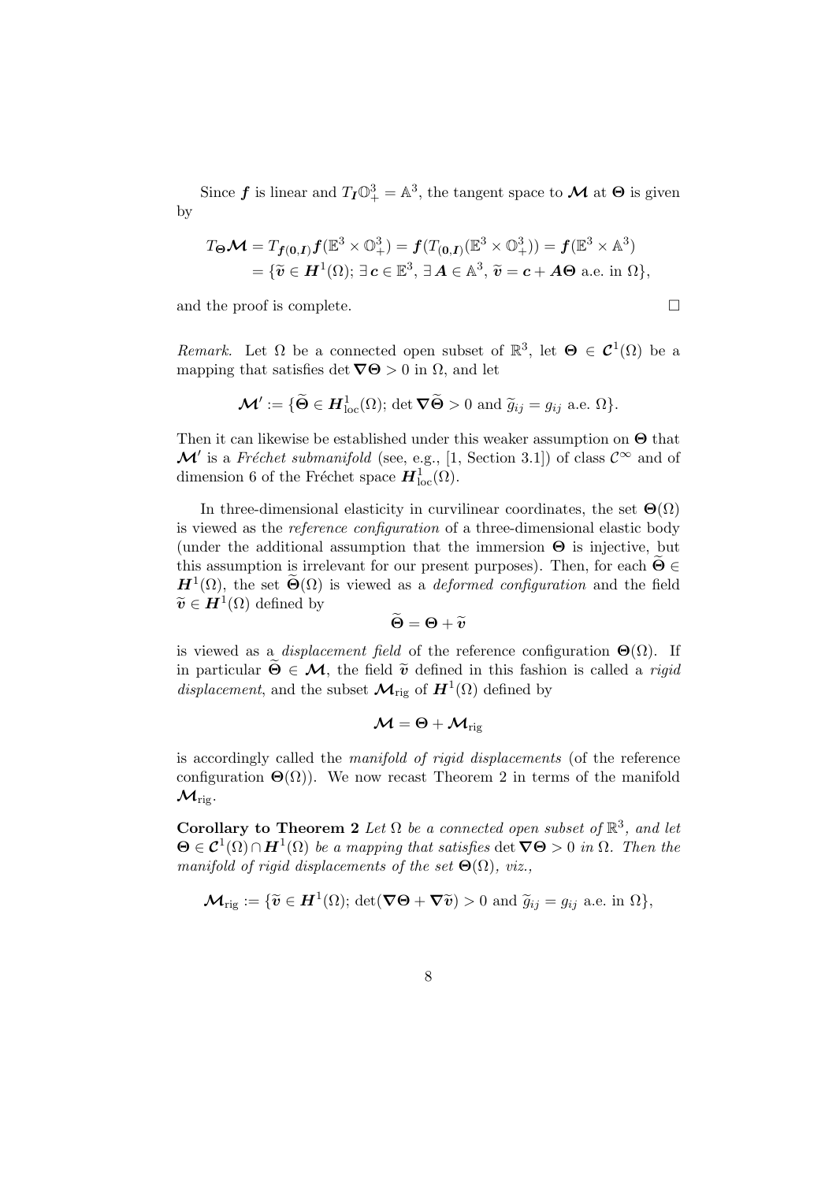Since $\boldsymbol{f}$ is linear and $T_{\boldsymbol{I}}\mathbb{O}^3_+ = \mathbb{A}^3$, the tangent space to $\boldsymbol{\mathcal{M}}$ at $\boldsymbol{\Theta}$ is given by

$$
\begin{aligned}
T_{\boldsymbol{\Theta}}\boldsymbol{\mathcal{M}} &= T_{\boldsymbol{f}(\boldsymbol{0},\boldsymbol{I})}\boldsymbol{f}(\mathbb{E}^3 \times \mathbb{O}^3_+) = \boldsymbol{f}(T_{(\boldsymbol{0},\boldsymbol{I})}(\mathbb{E}^3 \times \mathbb{O}^3_+)) = \boldsymbol{f}(\mathbb{E}^3 \times \mathbb{A}^3) \\
&= \{\widetilde{\boldsymbol{v}} \in \boldsymbol{H}^1(\Omega);\ \exists\, \boldsymbol{c} \in \mathbb{E}^3,\ \exists\, \boldsymbol{A} \in \mathbb{A}^3,\ \widetilde{\boldsymbol{v}} = \boldsymbol{c} + \boldsymbol{A}\boldsymbol{\Theta} \text{ a.e. in } \Omega\},
\end{aligned}
$$

and the proof is complete. $\square$

*Remark.* Let $\Omega$ be a connected open subset of $\mathbb{R}^3$, let $\boldsymbol{\Theta} \in \boldsymbol{\mathcal{C}}^1(\Omega)$ be a mapping that satisfies $\det \boldsymbol{\nabla}\boldsymbol{\Theta} > 0$ in $\Omega$, and let

$$
\boldsymbol{\mathcal{M}}' := \{\widetilde{\boldsymbol{\Theta}} \in \boldsymbol{H}^1_{\text{loc}}(\Omega);\ \det \boldsymbol{\nabla}\widetilde{\boldsymbol{\Theta}} > 0 \text{ and } \widetilde{g}_{ij} = g_{ij} \text{ a.e. } \Omega\}.
$$

Then it can likewise be established under this weaker assumption on $\boldsymbol{\Theta}$ that $\boldsymbol{\mathcal{M}}'$ is a *Fréchet submanifold* (see, e.g., [1, Section 3.1]) of class $\mathcal{C}^\infty$ and of dimension 6 of the Fréchet space $\boldsymbol{H}^1_{\text{loc}}(\Omega)$.

In three-dimensional elasticity in curvilinear coordinates, the set $\boldsymbol{\Theta}(\Omega)$ is viewed as the *reference configuration* of a three-dimensional elastic body (under the additional assumption that the immersion $\boldsymbol{\Theta}$ is injective, but this assumption is irrelevant for our present purposes). Then, for each $\widetilde{\boldsymbol{\Theta}} \in \boldsymbol{H}^1(\Omega)$, the set $\widetilde{\boldsymbol{\Theta}}(\Omega)$ is viewed as a *deformed configuration* and the field $\widetilde{\boldsymbol{v}} \in \boldsymbol{H}^1(\Omega)$ defined by

$$
\widetilde{\boldsymbol{\Theta}} = \boldsymbol{\Theta} + \widetilde{\boldsymbol{v}}
$$

is viewed as a *displacement field* of the reference configuration $\boldsymbol{\Theta}(\Omega)$. If in particular $\widetilde{\boldsymbol{\Theta}} \in \boldsymbol{\mathcal{M}}$, the field $\widetilde{\boldsymbol{v}}$ defined in this fashion is called a *rigid displacement*, and the subset $\boldsymbol{\mathcal{M}}_{\text{rig}}$ of $\boldsymbol{H}^1(\Omega)$ defined by

$$
\boldsymbol{\mathcal{M}} = \boldsymbol{\Theta} + \boldsymbol{\mathcal{M}}_{\text{rig}}
$$

is accordingly called the *manifold of rigid displacements* (of the reference configuration $\boldsymbol{\Theta}(\Omega)$). We now recast Theorem 2 in terms of the manifold $\boldsymbol{\mathcal{M}}_{\text{rig}}$.

**Corollary to Theorem 2** *Let $\Omega$ be a connected open subset of $\mathbb{R}^3$, and let $\boldsymbol{\Theta} \in \boldsymbol{\mathcal{C}}^1(\Omega) \cap \boldsymbol{H}^1(\Omega)$ be a mapping that satisfies $\det \boldsymbol{\nabla}\boldsymbol{\Theta} > 0$ in $\Omega$. Then the manifold of rigid displacements of the set $\boldsymbol{\Theta}(\Omega)$, viz.,*

$$
\boldsymbol{\mathcal{M}}_{\text{rig}} := \{\widetilde{\boldsymbol{v}} \in \boldsymbol{H}^1(\Omega);\ \det(\boldsymbol{\nabla}\boldsymbol{\Theta} + \boldsymbol{\nabla}\widetilde{\boldsymbol{v}}) > 0 \text{ and } \widetilde{g}_{ij} = g_{ij} \text{ a.e. in } \Omega\},
$$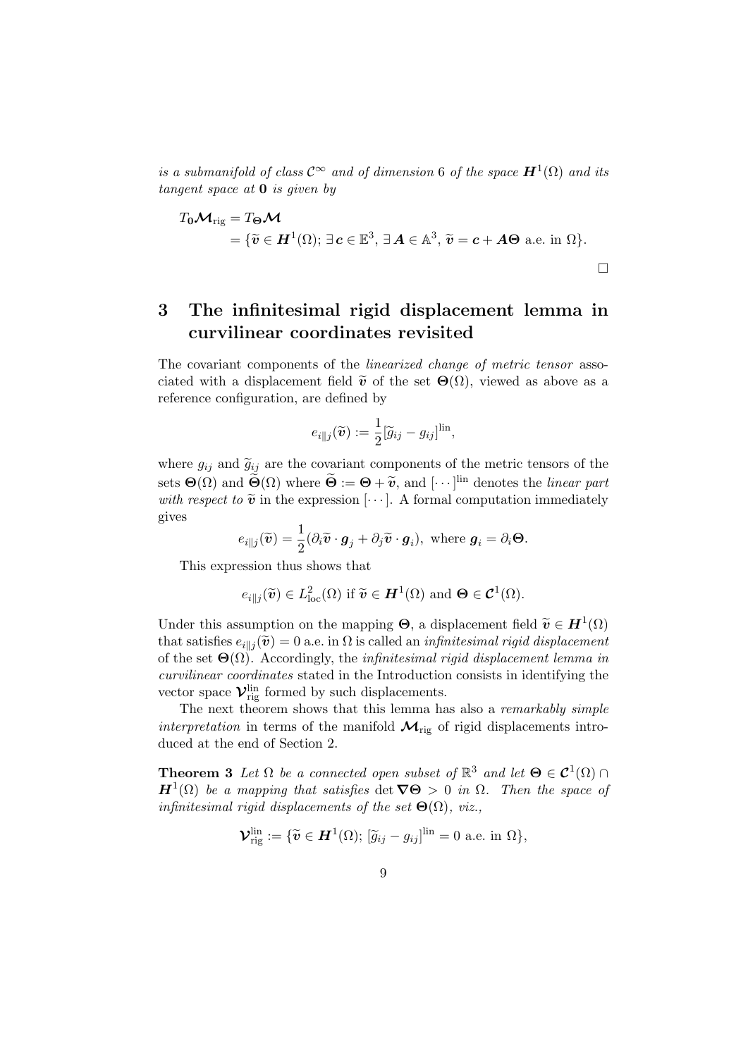*is a submanifold of class $\mathcal{C}^\infty$ and of dimension* 6 *of the space $\boldsymbol{H}^1(\Omega)$ and its tangent space at $\mathbf{0}$ is given by*

$$
\begin{aligned}
T_{\mathbf{0}}\boldsymbol{\mathcal{M}}_{\rm rig} &= T_{\boldsymbol{\Theta}}\boldsymbol{\mathcal{M}} \\
&= \{\widetilde{\boldsymbol{v}} \in \boldsymbol{H}^1(\Omega);\ \exists\, \boldsymbol{c} \in \mathbb{E}^3,\ \exists\, \boldsymbol{A} \in \mathbb{A}^3,\ \widetilde{\boldsymbol{v}} = \boldsymbol{c} + \boldsymbol{A}\boldsymbol{\Theta} \text{ a.e. in } \Omega\}.
\end{aligned}
$$

□

## 3 The infinitesimal rigid displacement lemma in curvilinear coordinates revisited

The covariant components of the *linearized change of metric tensor* associated with a displacement field $\widetilde{\boldsymbol{v}}$ of the set $\boldsymbol{\Theta}(\Omega)$, viewed as above as a reference configuration, are defined by

$$
e_{i\|j}(\widetilde{\boldsymbol{v}}) := \frac{1}{2}[\widetilde{g}_{ij} - g_{ij}]^{\rm lin},
$$

where $g_{ij}$ and $\widetilde{g}_{ij}$ are the covariant components of the metric tensors of the sets $\boldsymbol{\Theta}(\Omega)$ and $\widetilde{\boldsymbol{\Theta}}(\Omega)$ where $\widetilde{\boldsymbol{\Theta}} := \boldsymbol{\Theta} + \widetilde{\boldsymbol{v}}$, and $[\cdots]^{\rm lin}$ denotes the *linear part with respect to* $\widetilde{\boldsymbol{v}}$ in the expression $[\cdots]$. A formal computation immediately gives

$$
e_{i\|j}(\widetilde{\boldsymbol{v}}) = \frac{1}{2}(\partial_i \widetilde{\boldsymbol{v}} \cdot \boldsymbol{g}_j + \partial_j \widetilde{\boldsymbol{v}} \cdot \boldsymbol{g}_i), \text{ where } \boldsymbol{g}_i = \partial_i \boldsymbol{\Theta}.
$$

This expression thus shows that

$$
e_{i\|j}(\widetilde{\boldsymbol{v}}) \in L^2_{\rm loc}(\Omega) \text{ if } \widetilde{\boldsymbol{v}} \in \boldsymbol{H}^1(\Omega) \text{ and } \boldsymbol{\Theta} \in \boldsymbol{\mathcal{C}}^1(\Omega).
$$

Under this assumption on the mapping $\boldsymbol{\Theta}$, a displacement field $\widetilde{\boldsymbol{v}} \in \boldsymbol{H}^1(\Omega)$ that satisfies $e_{i\|j}(\widetilde{\boldsymbol{v}}) = 0$ a.e. in $\Omega$ is called an *infinitesimal rigid displacement* of the set $\boldsymbol{\Theta}(\Omega)$. Accordingly, the *infinitesimal rigid displacement lemma in curvilinear coordinates* stated in the Introduction consists in identifying the vector space $\boldsymbol{\mathcal{V}}^{\rm lin}_{\rm rig}$ formed by such displacements.

The next theorem shows that this lemma has also a *remarkably simple interpretation* in terms of the manifold $\boldsymbol{\mathcal{M}}_{\rm rig}$ of rigid displacements introduced at the end of Section 2.

**Theorem 3** *Let $\Omega$ be a connected open subset of $\mathbb{R}^3$ and let $\boldsymbol{\Theta} \in \boldsymbol{\mathcal{C}}^1(\Omega) \cap \boldsymbol{H}^1(\Omega)$ be a mapping that satisfies $\det \boldsymbol{\nabla}\boldsymbol{\Theta} > 0$ in $\Omega$. Then the space of infinitesimal rigid displacements of the set $\boldsymbol{\Theta}(\Omega)$, viz.,*

$$
\boldsymbol{\mathcal{V}}^{\rm lin}_{\rm rig} := \{\widetilde{\boldsymbol{v}} \in \boldsymbol{H}^1(\Omega);\ [\widetilde{g}_{ij} - g_{ij}]^{\rm lin} = 0 \text{ a.e. in } \Omega\},
$$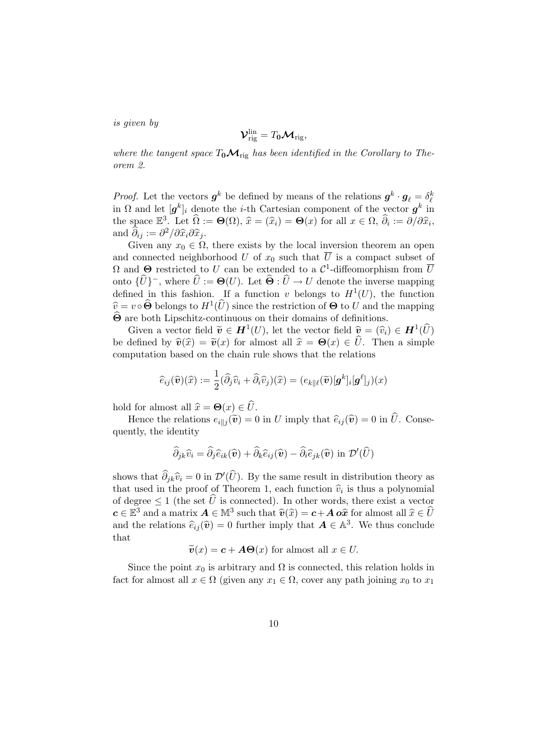*is given by*

$$\boldsymbol{\mathcal{V}}^{\rm lin}_{\rm rig} = T_{\boldsymbol{0}}\boldsymbol{\mathcal{M}}_{\rm rig},$$

*where the tangent space $T_{\boldsymbol{0}}\boldsymbol{\mathcal{M}}_{\rm rig}$ has been identified in the Corollary to Theorem 2.*

*Proof.* Let the vectors $\boldsymbol{g}^k$ be defined by means of the relations $\boldsymbol{g}^k \cdot \boldsymbol{g}_\ell = \delta^k_\ell$ in $\Omega$ and let $[\boldsymbol{g}^k]_i$ denote the $i$-th Cartesian component of the vector $\boldsymbol{g}^k$ in the space $\mathbb{E}^3$. Let $\widehat{\Omega} := \boldsymbol{\Theta}(\Omega)$, $\widehat{x} = (\widehat{x}_i) = \boldsymbol{\Theta}(x)$ for all $x \in \Omega$, $\widehat{\partial}_i := \partial/\partial\widehat{x}_i$, and $\widehat{\partial}_{ij} := \partial^2/\partial\widehat{x}_i\partial\widehat{x}_j$.

Given any $x_0 \in \Omega$, there exists by the local inversion theorem an open and connected neighborhood $U$ of $x_0$ such that $\overline{U}$ is a compact subset of $\Omega$ and $\boldsymbol{\Theta}$ restricted to $U$ can be extended to a $\mathcal{C}^1$-diffeomorphism from $\overline{U}$ onto $\{\widehat{U}\}^-$, where $\widehat{U} := \boldsymbol{\Theta}(U)$. Let $\widehat{\boldsymbol{\Theta}} : \widehat{U} \to U$ denote the inverse mapping defined in this fashion. If a function $v$ belongs to $H^1(U)$, the function $\widehat{v} = v \circ \widehat{\boldsymbol{\Theta}}$ belongs to $H^1(\widehat{U})$ since the restriction of $\boldsymbol{\Theta}$ to $U$ and the mapping $\widehat{\boldsymbol{\Theta}}$ are both Lipschitz-continuous on their domains of definitions.

Given a vector field $\widetilde{\boldsymbol{v}} \in \boldsymbol{H}^1(U)$, let the vector field $\widehat{\boldsymbol{v}} = (\widehat{v}_i) \in \boldsymbol{H}^1(\widehat{U})$ be defined by $\widehat{\boldsymbol{v}}(\widehat{x}) = \widetilde{\boldsymbol{v}}(x)$ for almost all $\widehat{x} = \boldsymbol{\Theta}(x) \in \widehat{U}$. Then a simple computation based on the chain rule shows that the relations

$$\widehat{e}_{ij}(\widehat{\boldsymbol{v}})(\widehat{x}) := \frac{1}{2}(\widehat{\partial}_j\widehat{v}_i + \widehat{\partial}_i\widehat{v}_j)(\widehat{x}) = (e_{k\|\ell}(\widetilde{\boldsymbol{v}})[\boldsymbol{g}^k]_i[\boldsymbol{g}^\ell]_j)(x)$$

hold for almost all $\widehat{x} = \boldsymbol{\Theta}(x) \in \widehat{U}$.

Hence the relations $e_{i\|j}(\widetilde{\boldsymbol{v}}) = 0$ in $U$ imply that $\widehat{e}_{ij}(\widehat{\boldsymbol{v}}) = 0$ in $\widehat{U}$. Consequently, the identity

$$\widehat{\partial}_{jk}\widehat{v}_i = \widehat{\partial}_j\widehat{e}_{ik}(\widehat{\boldsymbol{v}}) + \widehat{\partial}_k\widehat{e}_{ij}(\widehat{\boldsymbol{v}}) - \widehat{\partial}_i\widehat{e}_{jk}(\widehat{\boldsymbol{v}}) \text{ in } \mathcal{D}'(\widehat{U})$$

shows that $\widehat{\partial}_{jk}\widehat{v}_i = 0$ in $\mathcal{D}'(\widehat{U})$. By the same result in distribution theory as that used in the proof of Theorem 1, each function $\widehat{v}_i$ is thus a polynomial of degree $\leq 1$ (the set $\widehat{U}$ is connected). In other words, there exist a vector $\boldsymbol{c} \in \mathbb{E}^3$ and a matrix $\boldsymbol{A} \in \mathbb{M}^3$ such that $\widehat{\boldsymbol{v}}(\widehat{x}) = \boldsymbol{c} + \boldsymbol{A}\,\boldsymbol{o}\widehat{\boldsymbol{x}}$ for almost all $\widehat{x} \in \widehat{U}$ and the relations $\widehat{e}_{ij}(\widehat{\boldsymbol{v}}) = 0$ further imply that $\boldsymbol{A} \in \mathbb{A}^3$. We thus conclude that

$$\widetilde{\boldsymbol{v}}(x) = \boldsymbol{c} + \boldsymbol{A}\boldsymbol{\Theta}(x) \text{ for almost all } x \in U.$$

Since the point $x_0$ is arbitrary and $\Omega$ is connected, this relation holds in fact for almost all $x \in \Omega$ (given any $x_1 \in \Omega$, cover any path joining $x_0$ to $x_1$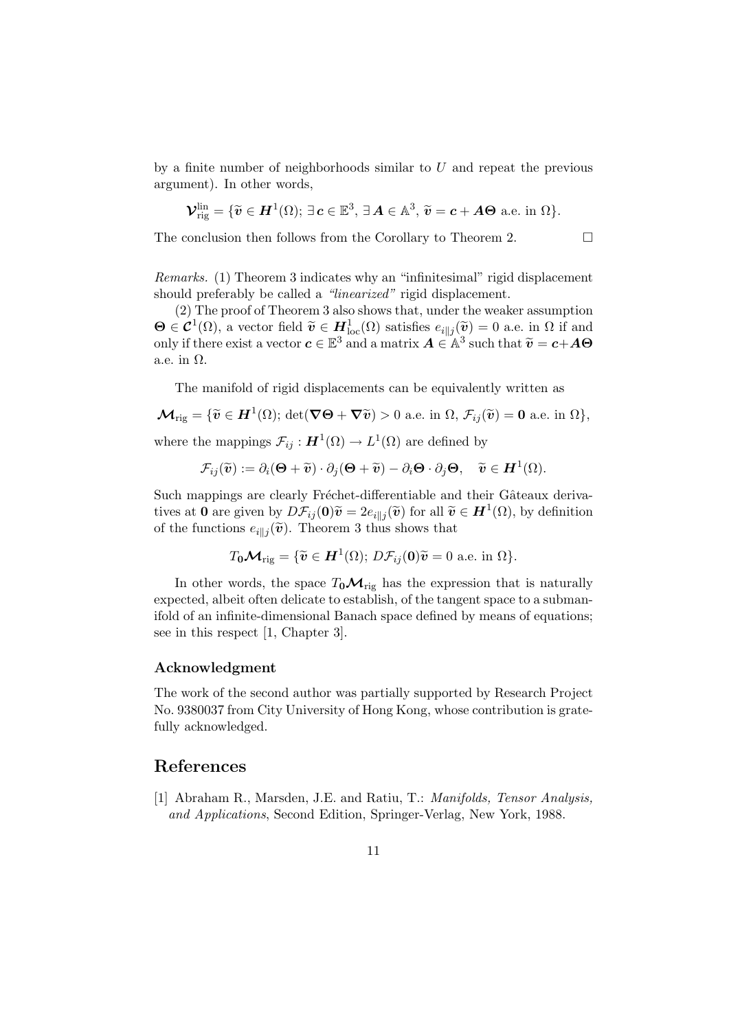by a finite number of neighborhoods similar to $U$ and repeat the previous argument). In other words,

$$\boldsymbol{\mathcal{V}}_{\rm rig}^{\rm lin} = \{\widetilde{\boldsymbol{v}} \in \boldsymbol{H}^1(\Omega);\, \exists\, \boldsymbol{c} \in \mathbb{E}^3,\, \exists\, \boldsymbol{A} \in \mathbb{A}^3,\, \widetilde{\boldsymbol{v}} = \boldsymbol{c} + \boldsymbol{A}\boldsymbol{\Theta} \text{ a.e. in } \Omega\}.$$

The conclusion then follows from the Corollary to Theorem 2. $\square$

*Remarks.* (1) Theorem 3 indicates why an "infinitesimal" rigid displacement should preferably be called a *"linearized"* rigid displacement.

(2) The proof of Theorem 3 also shows that, under the weaker assumption $\boldsymbol{\Theta} \in \boldsymbol{\mathcal{C}}^1(\Omega)$, a vector field $\widetilde{\boldsymbol{v}} \in \boldsymbol{H}^1_{\rm loc}(\Omega)$ satisfies $e_{i\|j}(\widetilde{\boldsymbol{v}}) = 0$ a.e. in $\Omega$ if and only if there exist a vector $\boldsymbol{c} \in \mathbb{E}^3$ and a matrix $\boldsymbol{A} \in \mathbb{A}^3$ such that $\widetilde{\boldsymbol{v}} = \boldsymbol{c} + \boldsymbol{A}\boldsymbol{\Theta}$ a.e. in $\Omega$.

The manifold of rigid displacements can be equivalently written as

$$\boldsymbol{\mathcal{M}}_{\rm rig} = \{\widetilde{\boldsymbol{v}} \in \boldsymbol{H}^1(\Omega);\, \det(\boldsymbol{\nabla}\boldsymbol{\Theta} + \boldsymbol{\nabla}\widetilde{\boldsymbol{v}}) > 0 \text{ a.e. in } \Omega,\, \mathcal{F}_{ij}(\widetilde{\boldsymbol{v}}) = \boldsymbol{0} \text{ a.e. in } \Omega\},$$

where the mappings $\mathcal{F}_{ij} : \boldsymbol{H}^1(\Omega) \to L^1(\Omega)$ are defined by

$$\mathcal{F}_{ij}(\widetilde{\boldsymbol{v}}) := \partial_i(\boldsymbol{\Theta} + \widetilde{\boldsymbol{v}}) \cdot \partial_j(\boldsymbol{\Theta} + \widetilde{\boldsymbol{v}}) - \partial_i\boldsymbol{\Theta} \cdot \partial_j\boldsymbol{\Theta}, \quad \widetilde{\boldsymbol{v}} \in \boldsymbol{H}^1(\Omega).$$

Such mappings are clearly Fréchet-differentiable and their Gâteaux derivatives at $\boldsymbol{0}$ are given by $D\mathcal{F}_{ij}(\boldsymbol{0})\widetilde{\boldsymbol{v}} = 2e_{i\|j}(\widetilde{\boldsymbol{v}})$ for all $\widetilde{\boldsymbol{v}} \in \boldsymbol{H}^1(\Omega)$, by definition of the functions $e_{i\|j}(\widetilde{\boldsymbol{v}})$. Theorem 3 thus shows that

$$T_{\boldsymbol{0}}\boldsymbol{\mathcal{M}}_{\rm rig} = \{\widetilde{\boldsymbol{v}} \in \boldsymbol{H}^1(\Omega);\, D\mathcal{F}_{ij}(\boldsymbol{0})\widetilde{\boldsymbol{v}} = 0 \text{ a.e. in } \Omega\}.$$

In other words, the space $T_{\boldsymbol{0}}\boldsymbol{\mathcal{M}}_{\rm rig}$ has the expression that is naturally expected, albeit often delicate to establish, of the tangent space to a submanifold of an infinite-dimensional Banach space defined by means of equations; see in this respect [1, Chapter 3].

### Acknowledgment

The work of the second author was partially supported by Research Project No. 9380037 from City University of Hong Kong, whose contribution is gratefully acknowledged.

## References

[1] Abraham R., Marsden, J.E. and Ratiu, T.: *Manifolds, Tensor Analysis, and Applications*, Second Edition, Springer-Verlag, New York, 1988.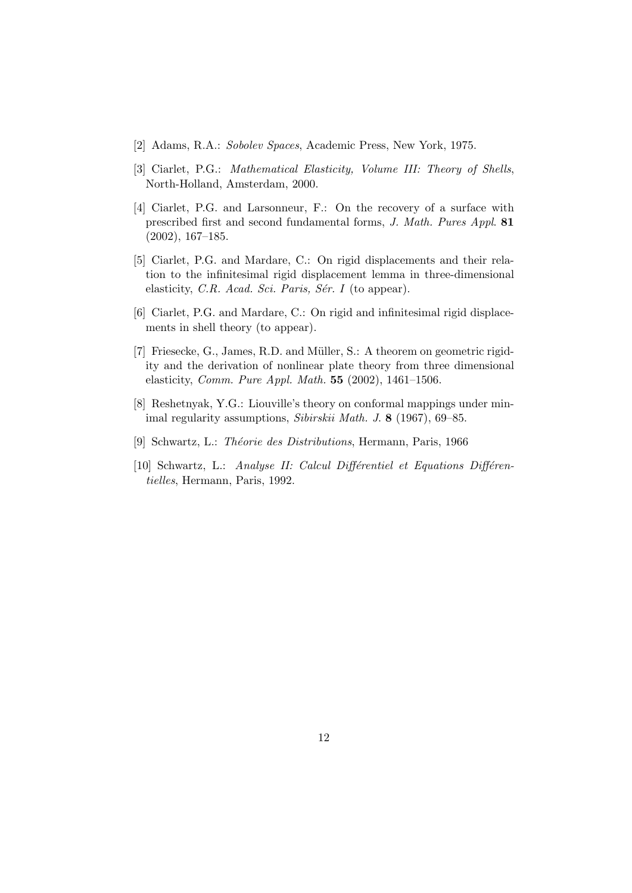[2] Adams, R.A.: *Sobolev Spaces*, Academic Press, New York, 1975.

[3] Ciarlet, P.G.: *Mathematical Elasticity, Volume III: Theory of Shells*, North-Holland, Amsterdam, 2000.

[4] Ciarlet, P.G. and Larsonneur, F.: On the recovery of a surface with prescribed first and second fundamental forms, *J. Math. Pures Appl*. **81** (2002), 167–185.

[5] Ciarlet, P.G. and Mardare, C.: On rigid displacements and their relation to the infinitesimal rigid displacement lemma in three-dimensional elasticity, *C.R. Acad. Sci. Paris, Sér. I* (to appear).

[6] Ciarlet, P.G. and Mardare, C.: On rigid and infinitesimal rigid displacements in shell theory (to appear).

[7] Friesecke, G., James, R.D. and Müller, S.: A theorem on geometric rigidity and the derivation of nonlinear plate theory from three dimensional elasticity, *Comm. Pure Appl. Math.* **55** (2002), 1461–1506.

[8] Reshetnyak, Y.G.: Liouville's theory on conformal mappings under minimal regularity assumptions, *Sibirskii Math. J.* **8** (1967), 69–85.

[9] Schwartz, L.: *Théorie des Distributions*, Hermann, Paris, 1966

[10] Schwartz, L.: *Analyse II: Calcul Différentiel et Equations Différentielles*, Hermann, Paris, 1992.